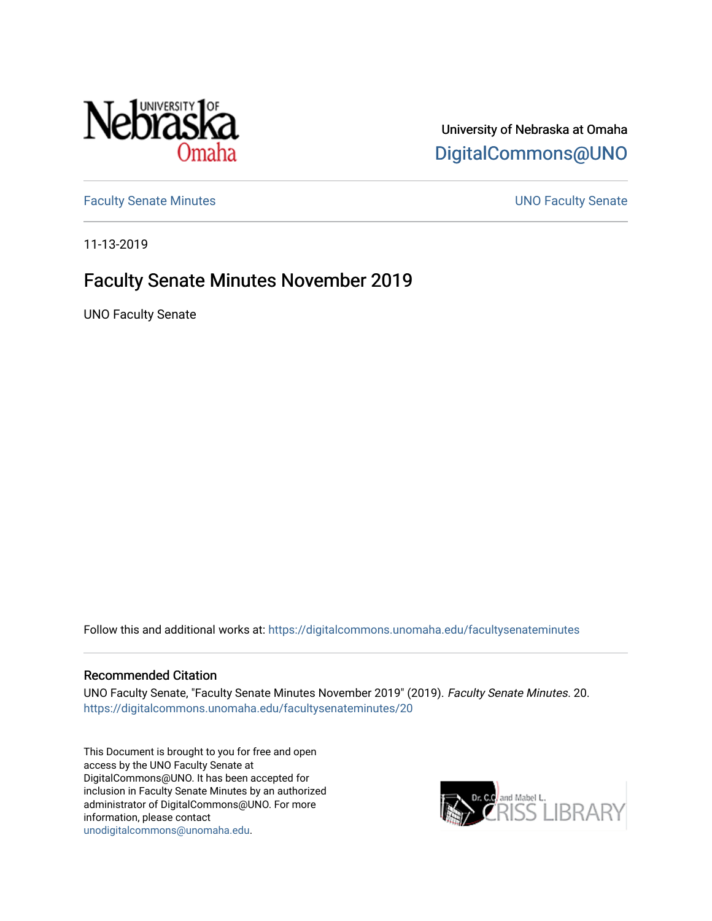University of Nebraska at Omaha

DigitalCommons@UNO

Faculty Senate Minutes

UNO Faculty Senate

11-13-2019

# Faculty Senate Minutes November 2019

UNO Faculty Senate

Follow this and additional works at: https://digitalcommons.unomaha.edu/facultysenateminutes

## Recommended Citation

UNO Faculty Senate, "Faculty Senate Minutes November 2019" (2019). *Faculty Senate Minutes*. 20.
https://digitalcommons.unomaha.edu/facultysenateminutes/20

This Document is brought to you for free and open access by the UNO Faculty Senate at DigitalCommons@UNO. It has been accepted for inclusion in Faculty Senate Minutes by an authorized administrator of DigitalCommons@UNO. For more information, please contact unodigitalcommons@unomaha.edu.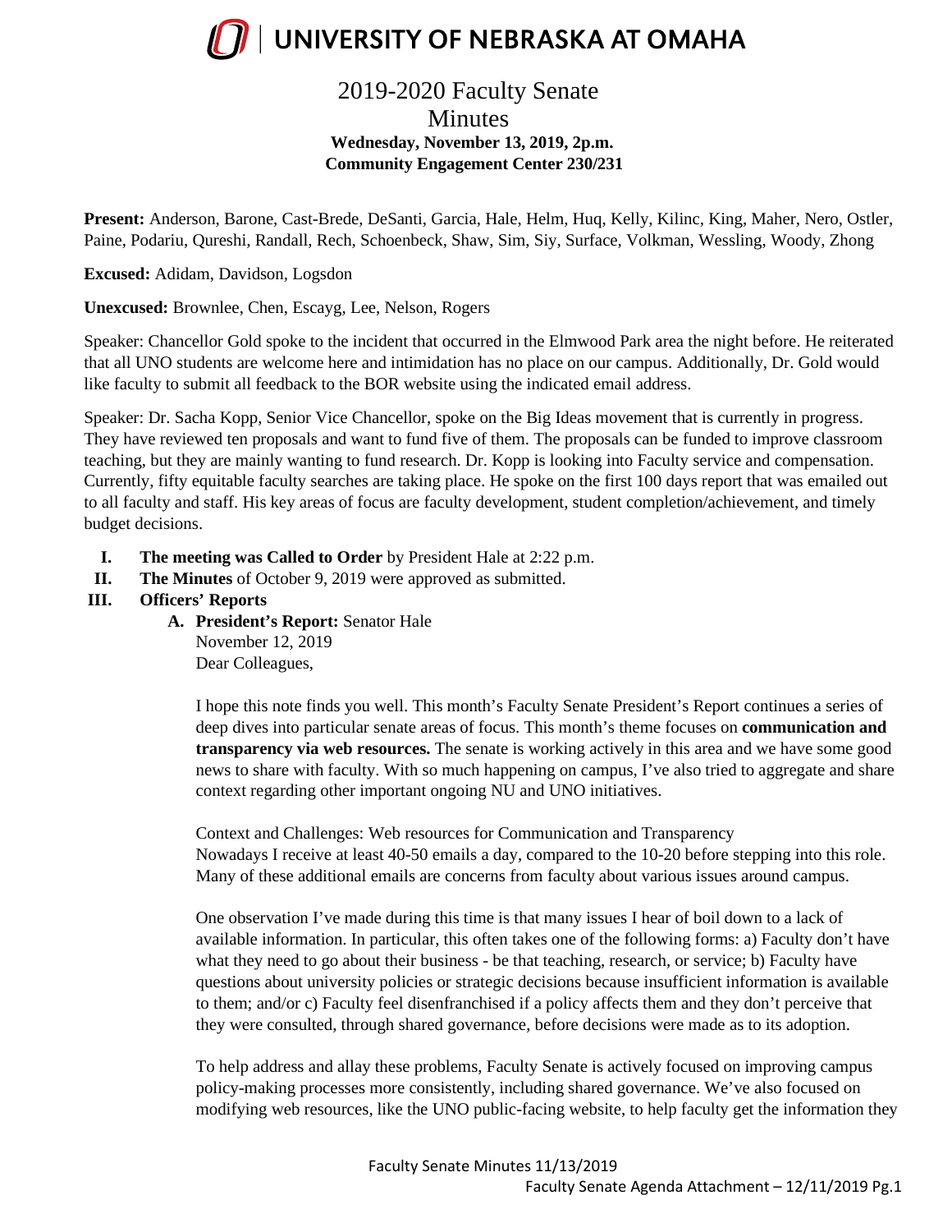# UNIVERSITY OF NEBRASKA AT OMAHA

## 2019-2020 Faculty Senate Minutes

**Wednesday, November 13, 2019, 2p.m.**
**Community Engagement Center 230/231**

**Present:** Anderson, Barone, Cast-Brede, DeSanti, Garcia, Hale, Helm, Huq, Kelly, Kilinc, King, Maher, Nero, Ostler, Paine, Podariu, Qureshi, Randall, Rech, Schoenbeck, Shaw, Sim, Siy, Surface, Volkman, Wessling, Woody, Zhong

**Excused:** Adidam, Davidson, Logsdon

**Unexcused:** Brownlee, Chen, Escayg, Lee, Nelson, Rogers

Speaker: Chancellor Gold spoke to the incident that occurred in the Elmwood Park area the night before. He reiterated that all UNO students are welcome here and intimidation has no place on our campus. Additionally, Dr. Gold would like faculty to submit all feedback to the BOR website using the indicated email address.

Speaker: Dr. Sacha Kopp, Senior Vice Chancellor, spoke on the Big Ideas movement that is currently in progress. They have reviewed ten proposals and want to fund five of them. The proposals can be funded to improve classroom teaching, but they are mainly wanting to fund research. Dr. Kopp is looking into Faculty service and compensation. Currently, fifty equitable faculty searches are taking place. He spoke on the first 100 days report that was emailed out to all faculty and staff. His key areas of focus are faculty development, student completion/achievement, and timely budget decisions.

- **I. The meeting was Called to Order** by President Hale at 2:22 p.m.
- **II. The Minutes** of October 9, 2019 were approved as submitted.
- **III. Officers' Reports**
  - **A. President's Report:** Senator Hale

    November 12, 2019

    Dear Colleagues,

    I hope this note finds you well. This month's Faculty Senate President's Report continues a series of deep dives into particular senate areas of focus. This month's theme focuses on **communication and transparency via web resources.** The senate is working actively in this area and we have some good news to share with faculty. With so much happening on campus, I've also tried to aggregate and share context regarding other important ongoing NU and UNO initiatives.

    Context and Challenges: Web resources for Communication and Transparency
    Nowadays I receive at least 40-50 emails a day, compared to the 10-20 before stepping into this role. Many of these additional emails are concerns from faculty about various issues around campus.

    One observation I've made during this time is that many issues I hear of boil down to a lack of available information. In particular, this often takes one of the following forms: a) Faculty don't have what they need to go about their business - be that teaching, research, or service; b) Faculty have questions about university policies or strategic decisions because insufficient information is available to them; and/or c) Faculty feel disenfranchised if a policy affects them and they don't perceive that they were consulted, through shared governance, before decisions were made as to its adoption.

    To help address and allay these problems, Faculty Senate is actively focused on improving campus policy-making processes more consistently, including shared governance. We've also focused on modifying web resources, like the UNO public-facing website, to help faculty get the information they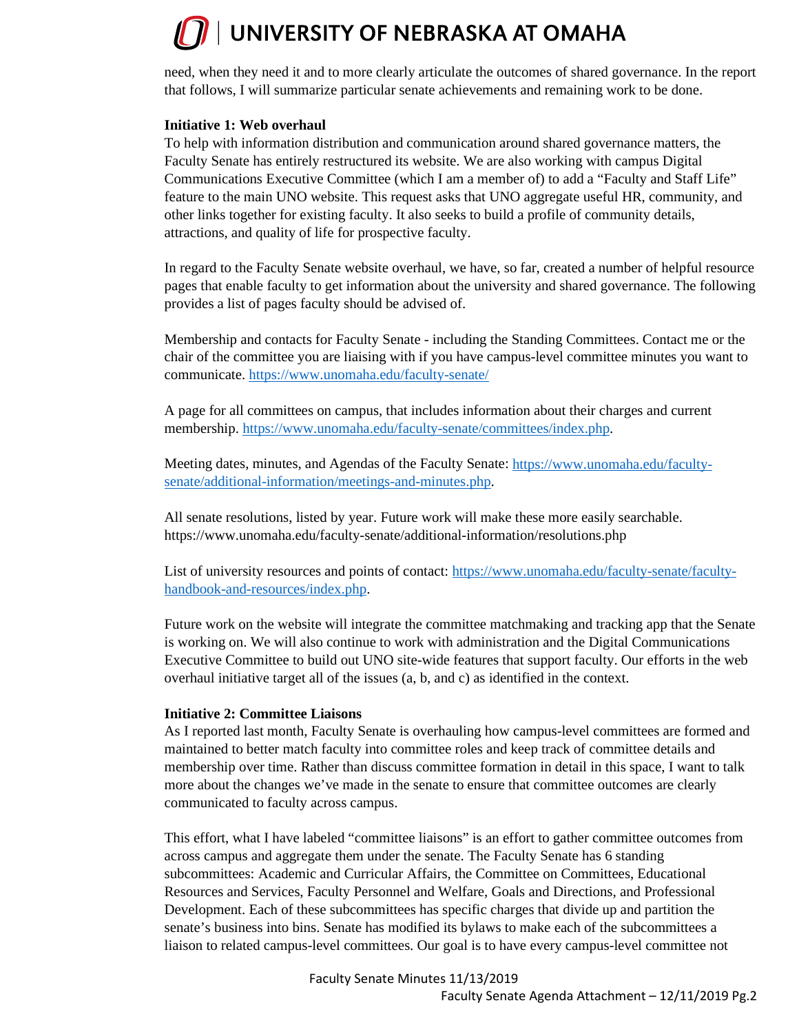need, when they need it and to more clearly articulate the outcomes of shared governance. In the report that follows, I will summarize particular senate achievements and remaining work to be done.

**Initiative 1: Web overhaul**

To help with information distribution and communication around shared governance matters, the Faculty Senate has entirely restructured its website. We are also working with campus Digital Communications Executive Committee (which I am a member of) to add a "Faculty and Staff Life" feature to the main UNO website. This request asks that UNO aggregate useful HR, community, and other links together for existing faculty. It also seeks to build a profile of community details, attractions, and quality of life for prospective faculty.

In regard to the Faculty Senate website overhaul, we have, so far, created a number of helpful resource pages that enable faculty to get information about the university and shared governance. The following provides a list of pages faculty should be advised of.

Membership and contacts for Faculty Senate - including the Standing Committees. Contact me or the chair of the committee you are liaising with if you have campus-level committee minutes you want to communicate. https://www.unomaha.edu/faculty-senate/

A page for all committees on campus, that includes information about their charges and current membership. https://www.unomaha.edu/faculty-senate/committees/index.php.

Meeting dates, minutes, and Agendas of the Faculty Senate: https://www.unomaha.edu/faculty-senate/additional-information/meetings-and-minutes.php.

All senate resolutions, listed by year. Future work will make these more easily searchable. https://www.unomaha.edu/faculty-senate/additional-information/resolutions.php

List of university resources and points of contact: https://www.unomaha.edu/faculty-senate/faculty-handbook-and-resources/index.php.

Future work on the website will integrate the committee matchmaking and tracking app that the Senate is working on. We will also continue to work with administration and the Digital Communications Executive Committee to build out UNO site-wide features that support faculty. Our efforts in the web overhaul initiative target all of the issues (a, b, and c) as identified in the context.

**Initiative 2: Committee Liaisons**

As I reported last month, Faculty Senate is overhauling how campus-level committees are formed and maintained to better match faculty into committee roles and keep track of committee details and membership over time. Rather than discuss committee formation in detail in this space, I want to talk more about the changes we've made in the senate to ensure that committee outcomes are clearly communicated to faculty across campus.

This effort, what I have labeled "committee liaisons" is an effort to gather committee outcomes from across campus and aggregate them under the senate. The Faculty Senate has 6 standing subcommittees: Academic and Curricular Affairs, the Committee on Committees, Educational Resources and Services, Faculty Personnel and Welfare, Goals and Directions, and Professional Development. Each of these subcommittees has specific charges that divide up and partition the senate's business into bins. Senate has modified its bylaws to make each of the subcommittees a liaison to related campus-level committees. Our goal is to have every campus-level committee not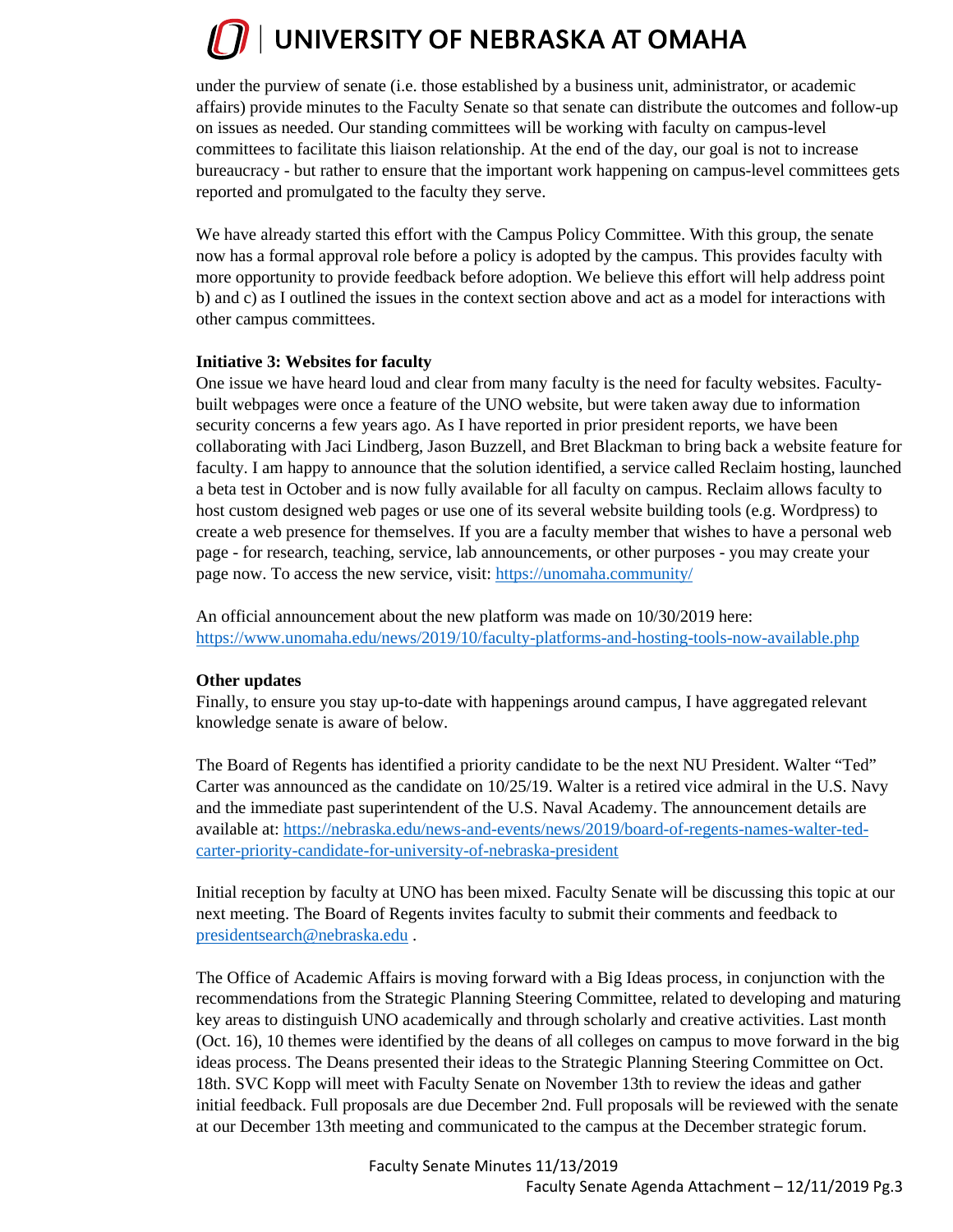under the purview of senate (i.e. those established by a business unit, administrator, or academic affairs) provide minutes to the Faculty Senate so that senate can distribute the outcomes and follow-up on issues as needed. Our standing committees will be working with faculty on campus-level committees to facilitate this liaison relationship. At the end of the day, our goal is not to increase bureaucracy - but rather to ensure that the important work happening on campus-level committees gets reported and promulgated to the faculty they serve.

We have already started this effort with the Campus Policy Committee. With this group, the senate now has a formal approval role before a policy is adopted by the campus. This provides faculty with more opportunity to provide feedback before adoption. We believe this effort will help address point b) and c) as I outlined the issues in the context section above and act as a model for interactions with other campus committees.

**Initiative 3: Websites for faculty**

One issue we have heard loud and clear from many faculty is the need for faculty websites. Faculty-built webpages were once a feature of the UNO website, but were taken away due to information security concerns a few years ago. As I have reported in prior president reports, we have been collaborating with Jaci Lindberg, Jason Buzzell, and Bret Blackman to bring back a website feature for faculty. I am happy to announce that the solution identified, a service called Reclaim hosting, launched a beta test in October and is now fully available for all faculty on campus. Reclaim allows faculty to host custom designed web pages or use one of its several website building tools (e.g. Wordpress) to create a web presence for themselves. If you are a faculty member that wishes to have a personal web page - for research, teaching, service, lab announcements, or other purposes - you may create your page now. To access the new service, visit: https://unomaha.community/

An official announcement about the new platform was made on 10/30/2019 here: https://www.unomaha.edu/news/2019/10/faculty-platforms-and-hosting-tools-now-available.php

**Other updates**

Finally, to ensure you stay up-to-date with happenings around campus, I have aggregated relevant knowledge senate is aware of below.

The Board of Regents has identified a priority candidate to be the next NU President. Walter "Ted" Carter was announced as the candidate on 10/25/19. Walter is a retired vice admiral in the U.S. Navy and the immediate past superintendent of the U.S. Naval Academy. The announcement details are available at: https://nebraska.edu/news-and-events/news/2019/board-of-regents-names-walter-ted-carter-priority-candidate-for-university-of-nebraska-president

Initial reception by faculty at UNO has been mixed. Faculty Senate will be discussing this topic at our next meeting. The Board of Regents invites faculty to submit their comments and feedback to presidentsearch@nebraska.edu .

The Office of Academic Affairs is moving forward with a Big Ideas process, in conjunction with the recommendations from the Strategic Planning Steering Committee, related to developing and maturing key areas to distinguish UNO academically and through scholarly and creative activities. Last month (Oct. 16), 10 themes were identified by the deans of all colleges on campus to move forward in the big ideas process. The Deans presented their ideas to the Strategic Planning Steering Committee on Oct. 18th. SVC Kopp will meet with Faculty Senate on November 13th to review the ideas and gather initial feedback. Full proposals are due December 2nd. Full proposals will be reviewed with the senate at our December 13th meeting and communicated to the campus at the December strategic forum.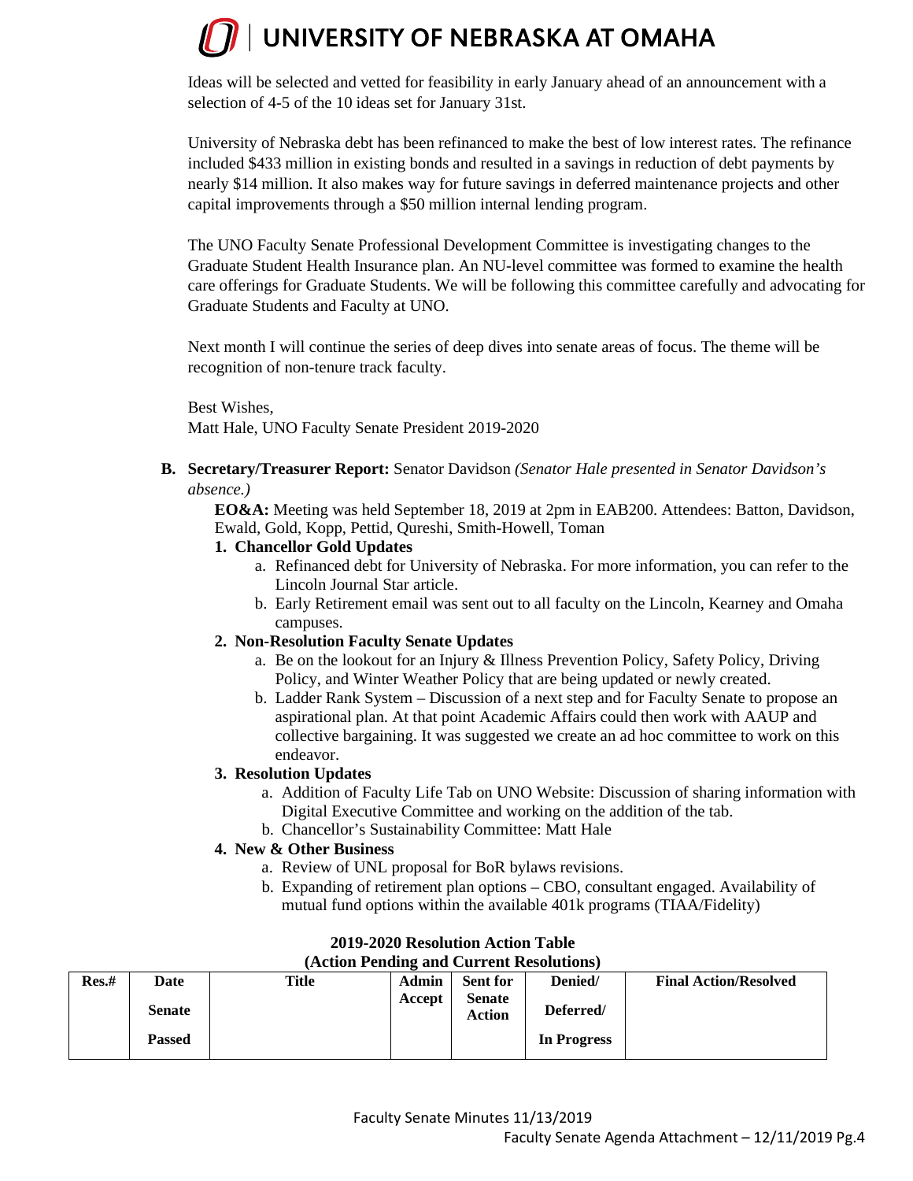Ideas will be selected and vetted for feasibility in early January ahead of an announcement with a selection of 4-5 of the 10 ideas set for January 31st.

University of Nebraska debt has been refinanced to make the best of low interest rates. The refinance included $433 million in existing bonds and resulted in a savings in reduction of debt payments by nearly $14 million. It also makes way for future savings in deferred maintenance projects and other capital improvements through a $50 million internal lending program.

The UNO Faculty Senate Professional Development Committee is investigating changes to the Graduate Student Health Insurance plan. An NU-level committee was formed to examine the health care offerings for Graduate Students. We will be following this committee carefully and advocating for Graduate Students and Faculty at UNO.

Next month I will continue the series of deep dives into senate areas of focus. The theme will be recognition of non-tenure track faculty.

Best Wishes,
Matt Hale, UNO Faculty Senate President 2019-2020

**B. Secretary/Treasurer Report:** Senator Davidson *(Senator Hale presented in Senator Davidson's absence.)*

**EO&A:** Meeting was held September 18, 2019 at 2pm in EAB200. Attendees: Batton, Davidson, Ewald, Gold, Kopp, Pettid, Qureshi, Smith-Howell, Toman

**1. Chancellor Gold Updates**
   a. Refinanced debt for University of Nebraska. For more information, you can refer to the Lincoln Journal Star article.
   b. Early Retirement email was sent out to all faculty on the Lincoln, Kearney and Omaha campuses.

**2. Non-Resolution Faculty Senate Updates**
   a. Be on the lookout for an Injury & Illness Prevention Policy, Safety Policy, Driving Policy, and Winter Weather Policy that are being updated or newly created.
   b. Ladder Rank System – Discussion of a next step and for Faculty Senate to propose an aspirational plan. At that point Academic Affairs could then work with AAUP and collective bargaining. It was suggested we create an ad hoc committee to work on this endeavor.

**3. Resolution Updates**
   a. Addition of Faculty Life Tab on UNO Website: Discussion of sharing information with Digital Executive Committee and working on the addition of the tab.
   b. Chancellor's Sustainability Committee: Matt Hale

**4. New & Other Business**
   a. Review of UNL proposal for BoR bylaws revisions.
   b. Expanding of retirement plan options – CBO, consultant engaged. Availability of mutual fund options within the available 401k programs (TIAA/Fidelity)

**2019-2020 Resolution Action Table**
**(Action Pending and Current Resolutions)**

| Res.# | Date Senate Passed | Title | Admin Accept | Sent for Senate Action | Denied/ Deferred/ In Progress | Final Action/Resolved |
|---|---|---|---|---|---|---|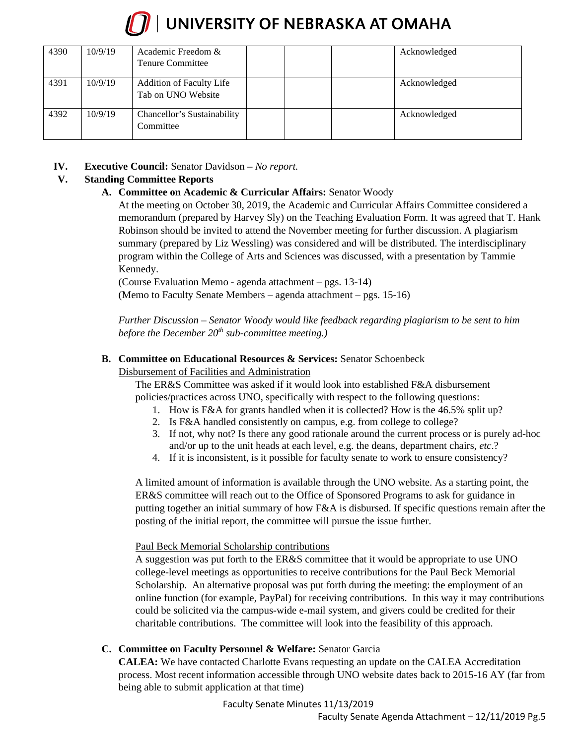| 4390 | 10/9/19 | Academic Freedom & Tenure Committee | | | | Acknowledged |
|---|---|---|---|---|---|---|
| 4391 | 10/9/19 | Addition of Faculty Life Tab on UNO Website | | | | Acknowledged |
| 4392 | 10/9/19 | Chancellor's Sustainability Committee | | | | Acknowledged |

**IV. Executive Council:** Senator Davidson – *No report.*

**V. Standing Committee Reports**

**A. Committee on Academic & Curricular Affairs:** Senator Woody

At the meeting on October 30, 2019, the Academic and Curricular Affairs Committee considered a memorandum (prepared by Harvey Sly) on the Teaching Evaluation Form. It was agreed that T. Hank Robinson should be invited to attend the November meeting for further discussion. A plagiarism summary (prepared by Liz Wessling) was considered and will be distributed. The interdisciplinary program within the College of Arts and Sciences was discussed, with a presentation by Tammie Kennedy.

(Course Evaluation Memo - agenda attachment – pgs. 13-14)

(Memo to Faculty Senate Members – agenda attachment – pgs. 15-16)

*Further Discussion – Senator Woody would like feedback regarding plagiarism to be sent to him before the December 20th sub-committee meeting.)*

**B. Committee on Educational Resources & Services:** Senator Schoenbeck

Disbursement of Facilities and Administration

The ER&S Committee was asked if it would look into established F&A disbursement policies/practices across UNO, specifically with respect to the following questions:

1. How is F&A for grants handled when it is collected? How is the 46.5% split up?
2. Is F&A handled consistently on campus, e.g. from college to college?
3. If not, why not? Is there any good rationale around the current process or is purely ad-hoc and/or up to the unit heads at each level, e.g. the deans, department chairs, *etc*.?
4. If it is inconsistent, is it possible for faculty senate to work to ensure consistency?

A limited amount of information is available through the UNO website. As a starting point, the ER&S committee will reach out to the Office of Sponsored Programs to ask for guidance in putting together an initial summary of how F&A is disbursed. If specific questions remain after the posting of the initial report, the committee will pursue the issue further.

Paul Beck Memorial Scholarship contributions

A suggestion was put forth to the ER&S committee that it would be appropriate to use UNO college-level meetings as opportunities to receive contributions for the Paul Beck Memorial Scholarship. An alternative proposal was put forth during the meeting: the employment of an online function (for example, PayPal) for receiving contributions. In this way it may contributions could be solicited via the campus-wide e-mail system, and givers could be credited for their charitable contributions. The committee will look into the feasibility of this approach.

**C. Committee on Faculty Personnel & Welfare:** Senator Garcia

**CALEA:** We have contacted Charlotte Evans requesting an update on the CALEA Accreditation process. Most recent information accessible through UNO website dates back to 2015-16 AY (far from being able to submit application at that time)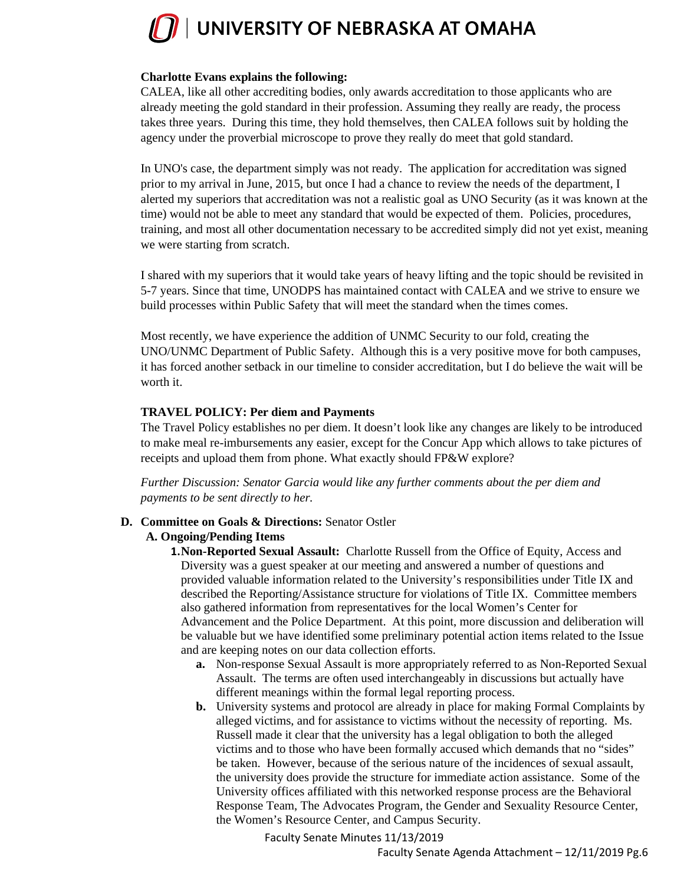**Charlotte Evans explains the following:**

CALEA, like all other accrediting bodies, only awards accreditation to those applicants who are already meeting the gold standard in their profession. Assuming they really are ready, the process takes three years. During this time, they hold themselves, then CALEA follows suit by holding the agency under the proverbial microscope to prove they really do meet that gold standard.

In UNO's case, the department simply was not ready. The application for accreditation was signed prior to my arrival in June, 2015, but once I had a chance to review the needs of the department, I alerted my superiors that accreditation was not a realistic goal as UNO Security (as it was known at the time) would not be able to meet any standard that would be expected of them. Policies, procedures, training, and most all other documentation necessary to be accredited simply did not yet exist, meaning we were starting from scratch.

I shared with my superiors that it would take years of heavy lifting and the topic should be revisited in 5-7 years. Since that time, UNODPS has maintained contact with CALEA and we strive to ensure we build processes within Public Safety that will meet the standard when the times comes.

Most recently, we have experience the addition of UNMC Security to our fold, creating the UNO/UNMC Department of Public Safety. Although this is a very positive move for both campuses, it has forced another setback in our timeline to consider accreditation, but I do believe the wait will be worth it.

**TRAVEL POLICY: Per diem and Payments**

The Travel Policy establishes no per diem. It doesn't look like any changes are likely to be introduced to make meal re-imbursements any easier, except for the Concur App which allows to take pictures of receipts and upload them from phone. What exactly should FP&W explore?

*Further Discussion: Senator Garcia would like any further comments about the per diem and payments to be sent directly to her.*

**D. Committee on Goals & Directions:** Senator Ostler

**A. Ongoing/Pending Items**

1. **Non-Reported Sexual Assault:** Charlotte Russell from the Office of Equity, Access and Diversity was a guest speaker at our meeting and answered a number of questions and provided valuable information related to the University's responsibilities under Title IX and described the Reporting/Assistance structure for violations of Title IX. Committee members also gathered information from representatives for the local Women's Center for Advancement and the Police Department. At this point, more discussion and deliberation will be valuable but we have identified some preliminary potential action items related to the Issue and are keeping notes on our data collection efforts.
   - **a.** Non-response Sexual Assault is more appropriately referred to as Non-Reported Sexual Assault. The terms are often used interchangeably in discussions but actually have different meanings within the formal legal reporting process.
   - **b.** University systems and protocol are already in place for making Formal Complaints by alleged victims, and for assistance to victims without the necessity of reporting. Ms. Russell made it clear that the university has a legal obligation to both the alleged victims and to those who have been formally accused which demands that no "sides" be taken. However, because of the serious nature of the incidences of sexual assault, the university does provide the structure for immediate action assistance. Some of the University offices affiliated with this networked response process are the Behavioral Response Team, The Advocates Program, the Gender and Sexuality Resource Center, the Women's Resource Center, and Campus Security.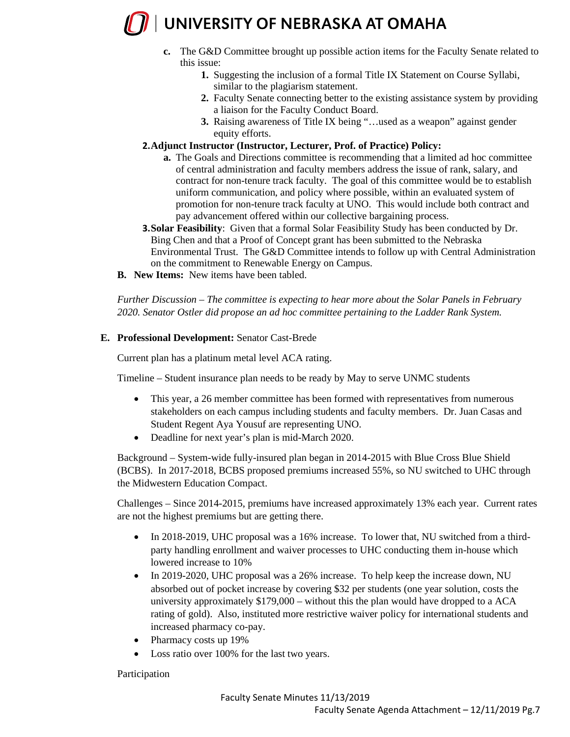c. The G&D Committee brought up possible action items for the Faculty Senate related to this issue:
    1. Suggesting the inclusion of a formal Title IX Statement on Course Syllabi, similar to the plagiarism statement.
    2. Faculty Senate connecting better to the existing assistance system by providing a liaison for the Faculty Conduct Board.
    3. Raising awareness of Title IX being "…used as a weapon" against gender equity efforts.

2. **Adjunct Instructor (Instructor, Lecturer, Prof. of Practice) Policy:**
    a. The Goals and Directions committee is recommending that a limited ad hoc committee of central administration and faculty members address the issue of rank, salary, and contract for non-tenure track faculty. The goal of this committee would be to establish uniform communication, and policy where possible, within an evaluated system of promotion for non-tenure track faculty at UNO. This would include both contract and pay advancement offered within our collective bargaining process.

3. **Solar Feasibility**: Given that a formal Solar Feasibility Study has been conducted by Dr. Bing Chen and that a Proof of Concept grant has been submitted to the Nebraska Environmental Trust. The G&D Committee intends to follow up with Central Administration on the commitment to Renewable Energy on Campus.

**B. New Items:** New items have been tabled.

*Further Discussion – The committee is expecting to hear more about the Solar Panels in February 2020. Senator Ostler did propose an ad hoc committee pertaining to the Ladder Rank System.*

**E. Professional Development:** Senator Cast-Brede

Current plan has a platinum metal level ACA rating.

Timeline – Student insurance plan needs to be ready by May to serve UNMC students

- This year, a 26 member committee has been formed with representatives from numerous stakeholders on each campus including students and faculty members. Dr. Juan Casas and Student Regent Aya Yousuf are representing UNO.
- Deadline for next year's plan is mid-March 2020.

Background – System-wide fully-insured plan began in 2014-2015 with Blue Cross Blue Shield (BCBS). In 2017-2018, BCBS proposed premiums increased 55%, so NU switched to UHC through the Midwestern Education Compact.

Challenges – Since 2014-2015, premiums have increased approximately 13% each year. Current rates are not the highest premiums but are getting there.

- In 2018-2019, UHC proposal was a 16% increase. To lower that, NU switched from a third-party handling enrollment and waiver processes to UHC conducting them in-house which lowered increase to 10%
- In 2019-2020, UHC proposal was a 26% increase. To help keep the increase down, NU absorbed out of pocket increase by covering $32 per students (one year solution, costs the university approximately $179,000 – without this the plan would have dropped to a ACA rating of gold). Also, instituted more restrictive waiver policy for international students and increased pharmacy co-pay.
- Pharmacy costs up 19%
- Loss ratio over 100% for the last two years.

Participation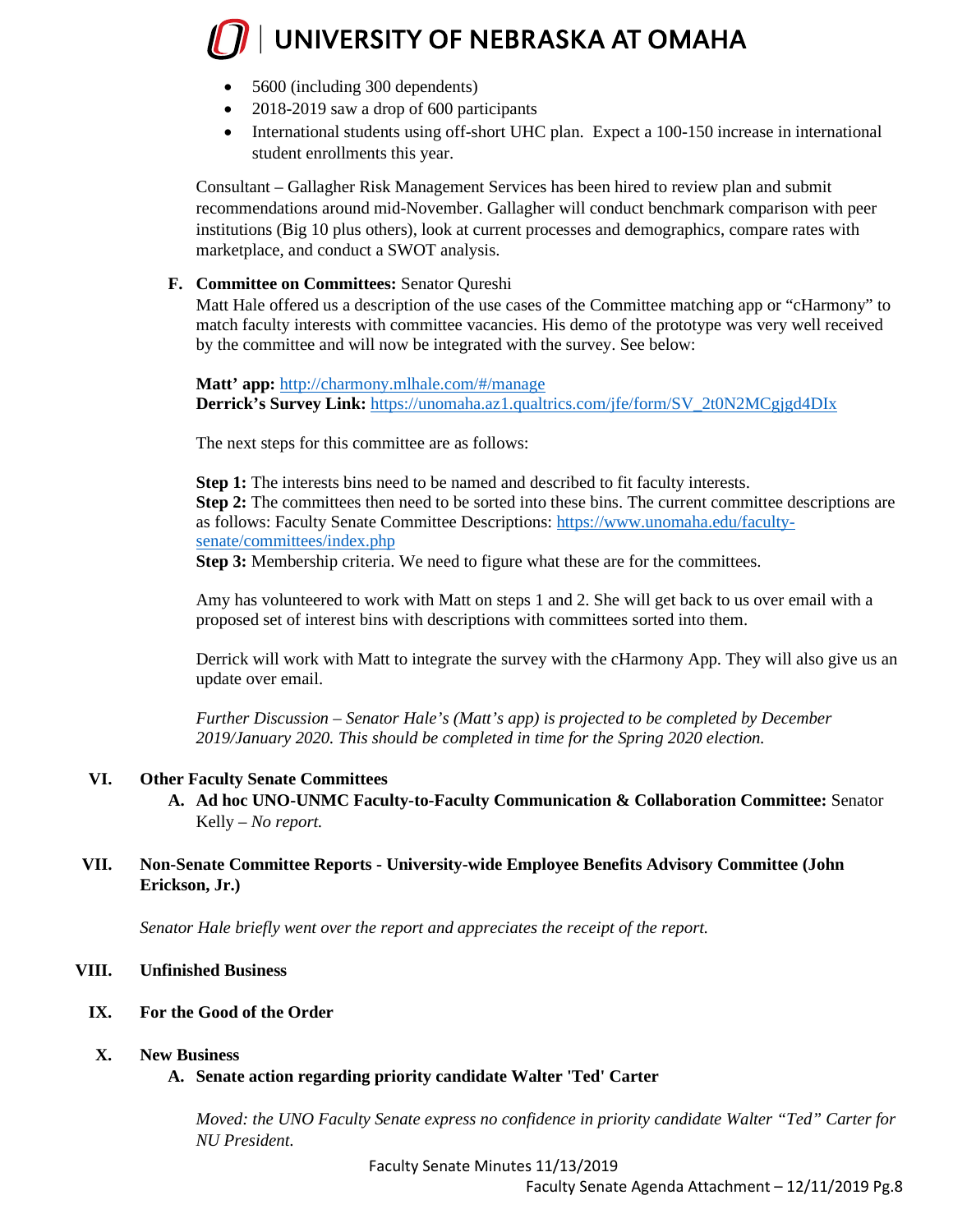- 5600 (including 300 dependents)
- 2018-2019 saw a drop of 600 participants
- International students using off-short UHC plan. Expect a 100-150 increase in international student enrollments this year.

Consultant – Gallagher Risk Management Services has been hired to review plan and submit recommendations around mid-November. Gallagher will conduct benchmark comparison with peer institutions (Big 10 plus others), look at current processes and demographics, compare rates with marketplace, and conduct a SWOT analysis.

**F. Committee on Committees:** Senator Qureshi

Matt Hale offered us a description of the use cases of the Committee matching app or "cHarmony" to match faculty interests with committee vacancies. His demo of the prototype was very well received by the committee and will now be integrated with the survey. See below:

**Matt' app:** http://charmony.mlhale.com/#/manage
**Derrick's Survey Link:** https://unomaha.az1.qualtrics.com/jfe/form/SV_2t0N2MCgjgd4DIx

The next steps for this committee are as follows:

**Step 1:** The interests bins need to be named and described to fit faculty interests.
**Step 2:** The committees then need to be sorted into these bins. The current committee descriptions are as follows: Faculty Senate Committee Descriptions: https://www.unomaha.edu/faculty-senate/committees/index.php
**Step 3:** Membership criteria. We need to figure what these are for the committees.

Amy has volunteered to work with Matt on steps 1 and 2. She will get back to us over email with a proposed set of interest bins with descriptions with committees sorted into them.

Derrick will work with Matt to integrate the survey with the cHarmony App. They will also give us an update over email.

*Further Discussion – Senator Hale's (Matt's app) is projected to be completed by December 2019/January 2020. This should be completed in time for the Spring 2020 election.*

## VI. Other Faculty Senate Committees

**A. Ad hoc UNO-UNMC Faculty-to-Faculty Communication & Collaboration Committee:** Senator Kelly – *No report.*

## VII. Non-Senate Committee Reports - University-wide Employee Benefits Advisory Committee (John Erickson, Jr.)

*Senator Hale briefly went over the report and appreciates the receipt of the report.*

## VIII. Unfinished Business

## IX. For the Good of the Order

## X. New Business

**A. Senate action regarding priority candidate Walter 'Ted' Carter**

*Moved: the UNO Faculty Senate express no confidence in priority candidate Walter "Ted" Carter for NU President.*

Faculty Senate Minutes 11/13/2019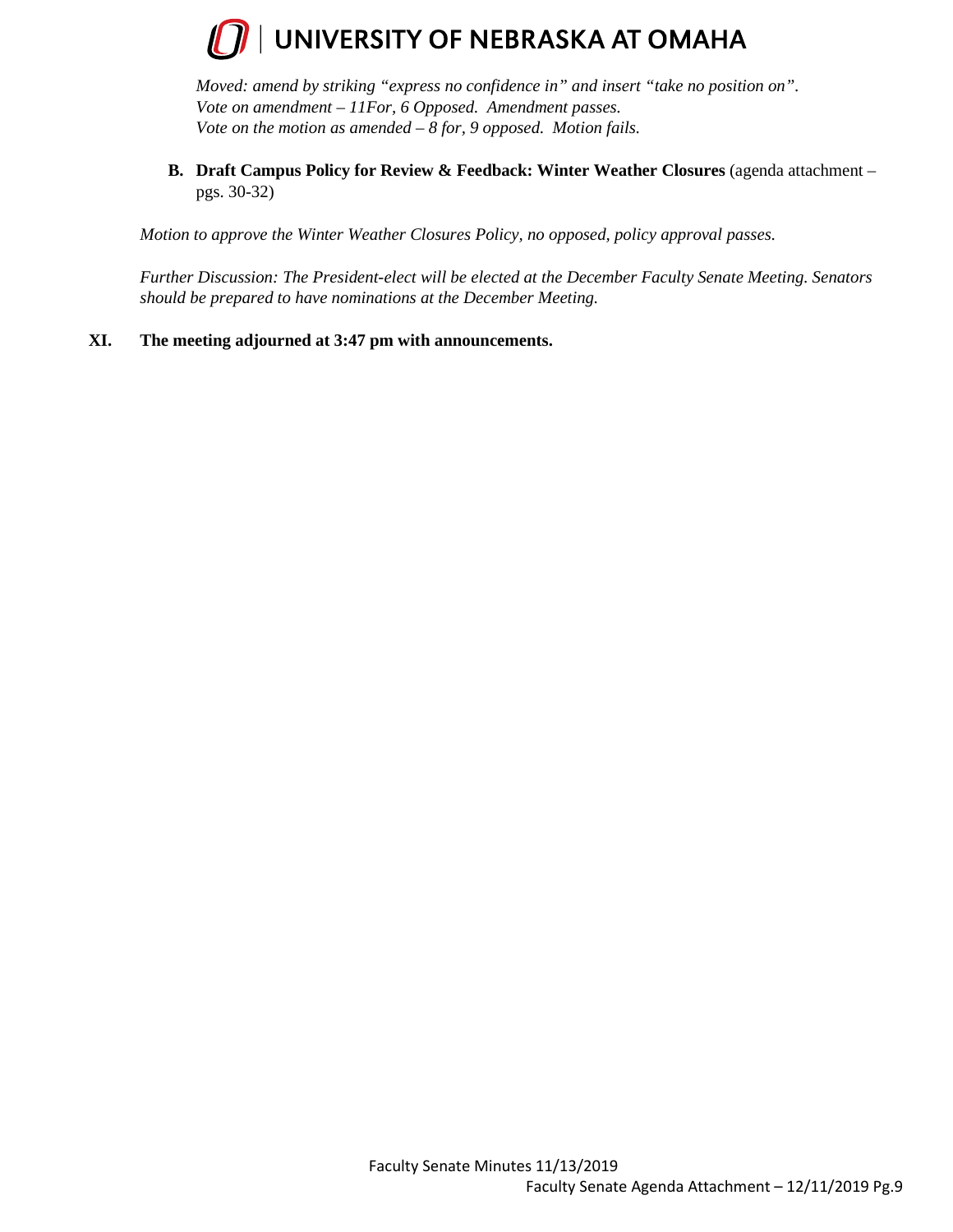*Moved: amend by striking "express no confidence in" and insert "take no position on".*
*Vote on amendment – 11For, 6 Opposed. Amendment passes.*
*Vote on the motion as amended – 8 for, 9 opposed. Motion fails.*

**B. Draft Campus Policy for Review & Feedback: Winter Weather Closures** (agenda attachment – pgs. 30-32)

*Motion to approve the Winter Weather Closures Policy, no opposed, policy approval passes.*

*Further Discussion: The President-elect will be elected at the December Faculty Senate Meeting. Senators should be prepared to have nominations at the December Meeting.*

**XI. The meeting adjourned at 3:47 pm with announcements.**